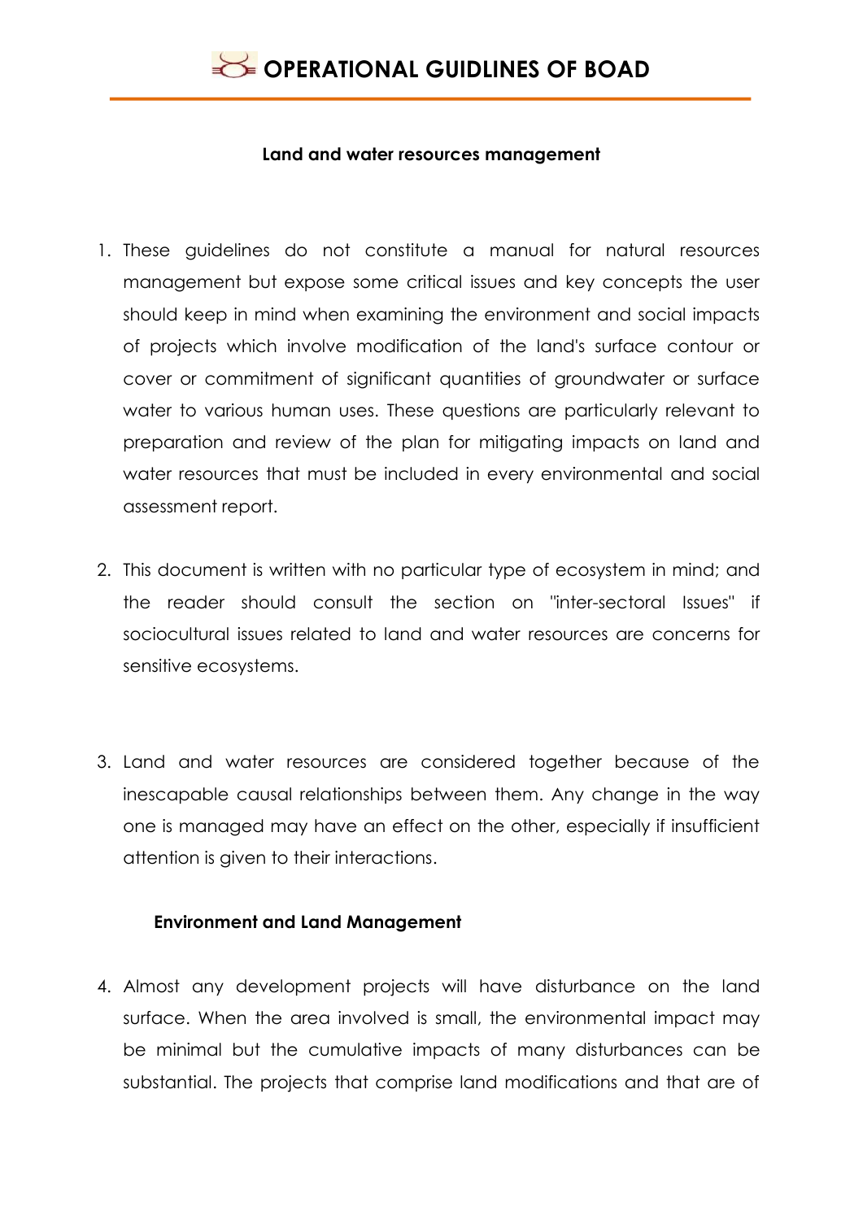## Land and water resources management

1. These guidelines do not constitute a manual for natural resources management but expose some critical issues and key concepts the user should keep in mind when examining the environment and social impacts of projects which involve modification of the land's surface contour or cover or commitment of significant quantities of groundwater or surface water to various human uses. These questions are particularly relevant to preparation and review of the plan for mitigating impacts on land and water resources that must be included in every environmental and social assessment report.

2. This document is written with no particular type of ecosystem in mind; and the reader should consult the section on "inter-sectoral Issues" if sociocultural issues related to land and water resources are concerns for sensitive ecosystems.

3. Land and water resources are considered together because of the inescapable causal relationships between them. Any change in the way one is managed may have an effect on the other, especially if insufficient attention is given to their interactions.

### Environment and Land Management

4. Almost any development projects will have disturbance on the land surface. When the area involved is small, the environmental impact may be minimal but the cumulative impacts of many disturbances can be substantial. The projects that comprise land modifications and that are of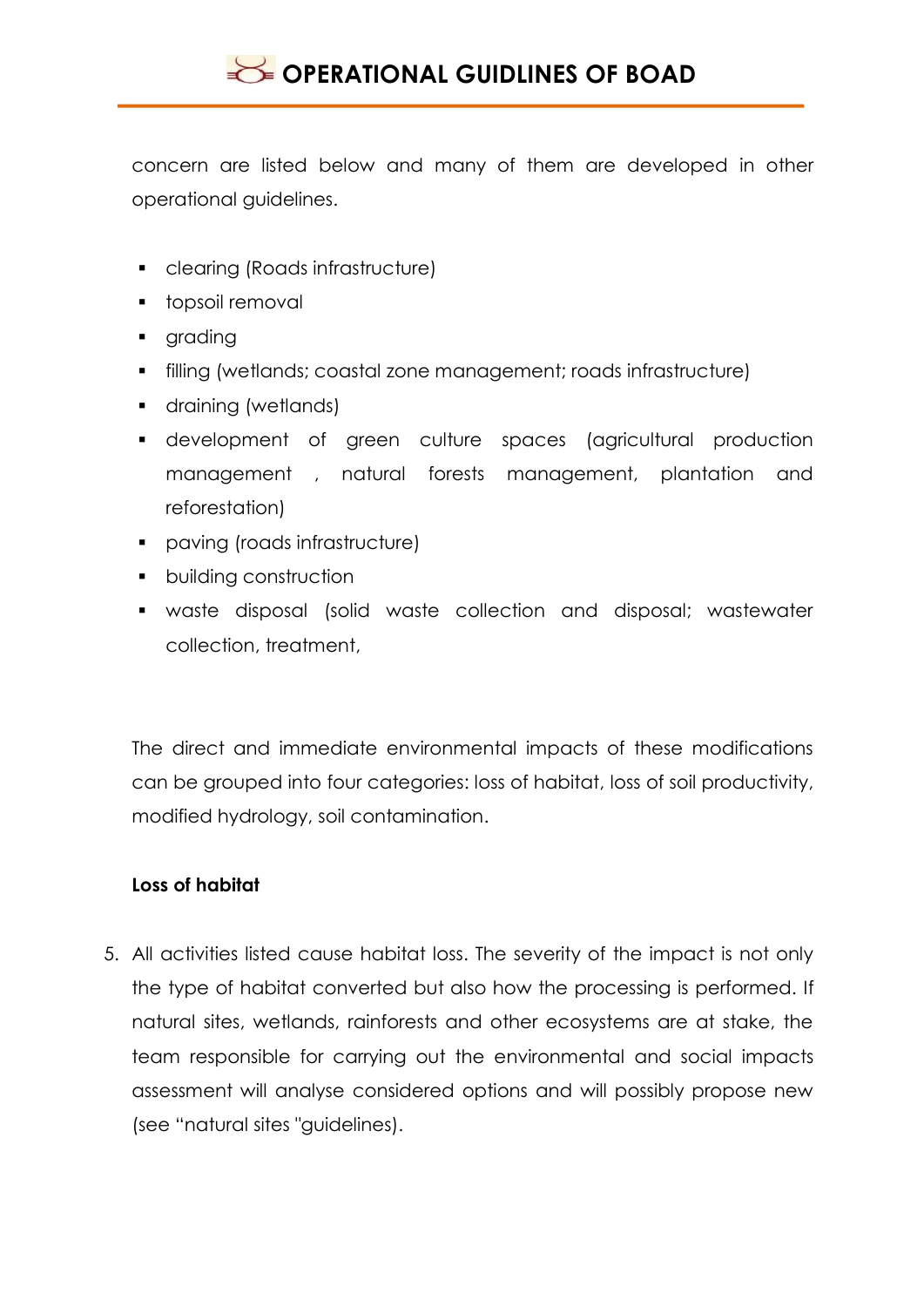concern are listed below and many of them are developed in other operational guidelines.

- clearing (Roads infrastructure)
- topsoil removal
- grading
- filling (wetlands; coastal zone management; roads infrastructure)
- draining (wetlands)
- development of green culture spaces (agricultural production management , natural forests management, plantation and reforestation)
- paving (roads infrastructure)
- building construction
- waste disposal (solid waste collection and disposal; wastewater collection, treatment,

The direct and immediate environmental impacts of these modifications can be grouped into four categories: loss of habitat, loss of soil productivity, modified hydrology, soil contamination.

**Loss of habitat**

5. All activities listed cause habitat loss. The severity of the impact is not only the type of habitat converted but also how the processing is performed. If natural sites, wetlands, rainforests and other ecosystems are at stake, the team responsible for carrying out the environmental and social impacts assessment will analyse considered options and will possibly propose new (see "natural sites "guidelines).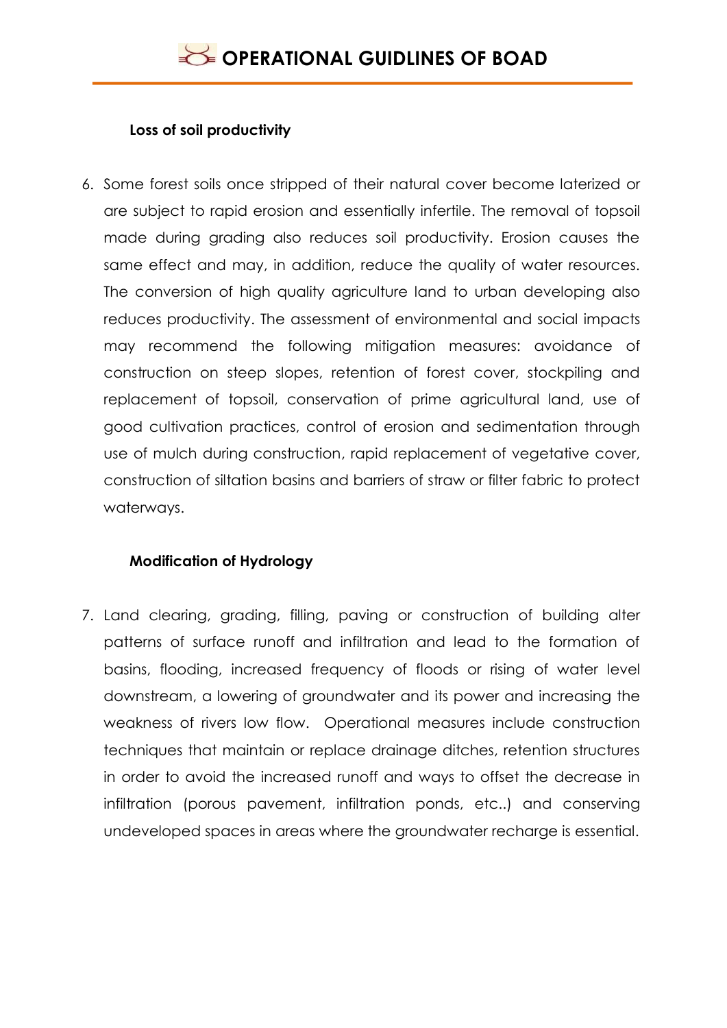### Loss of soil productivity

6. Some forest soils once stripped of their natural cover become laterized or are subject to rapid erosion and essentially infertile. The removal of topsoil made during grading also reduces soil productivity. Erosion causes the same effect and may, in addition, reduce the quality of water resources. The conversion of high quality agriculture land to urban developing also reduces productivity. The assessment of environmental and social impacts may recommend the following mitigation measures: avoidance of construction on steep slopes, retention of forest cover, stockpiling and replacement of topsoil, conservation of prime agricultural land, use of good cultivation practices, control of erosion and sedimentation through use of mulch during construction, rapid replacement of vegetative cover, construction of siltation basins and barriers of straw or filter fabric to protect waterways.

### Modification of Hydrology

7. Land clearing, grading, filling, paving or construction of building alter patterns of surface runoff and infiltration and lead to the formation of basins, flooding, increased frequency of floods or rising of water level downstream, a lowering of groundwater and its power and increasing the weakness of rivers low flow. Operational measures include construction techniques that maintain or replace drainage ditches, retention structures in order to avoid the increased runoff and ways to offset the decrease in infiltration (porous pavement, infiltration ponds, etc..) and conserving undeveloped spaces in areas where the groundwater recharge is essential.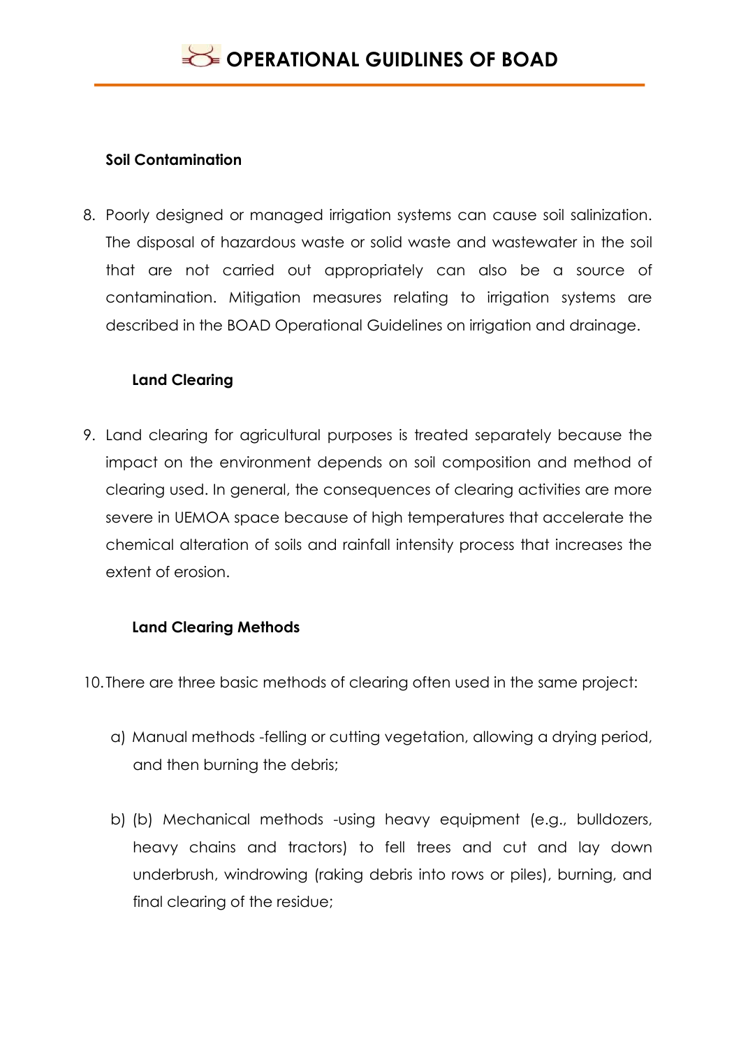**Soil Contamination**

8. Poorly designed or managed irrigation systems can cause soil salinization. The disposal of hazardous waste or solid waste and wastewater in the soil that are not carried out appropriately can also be a source of contamination. Mitigation measures relating to irrigation systems are described in the BOAD Operational Guidelines on irrigation and drainage.

**Land Clearing**

9. Land clearing for agricultural purposes is treated separately because the impact on the environment depends on soil composition and method of clearing used. In general, the consequences of clearing activities are more severe in UEMOA space because of high temperatures that accelerate the chemical alteration of soils and rainfall intensity process that increases the extent of erosion.

**Land Clearing Methods**

10. There are three basic methods of clearing often used in the same project:

   a) Manual methods -felling or cutting vegetation, allowing a drying period, and then burning the debris;

   b) (b) Mechanical methods -using heavy equipment (e.g., bulldozers, heavy chains and tractors) to fell trees and cut and lay down underbrush, windrowing (raking debris into rows or piles), burning, and final clearing of the residue;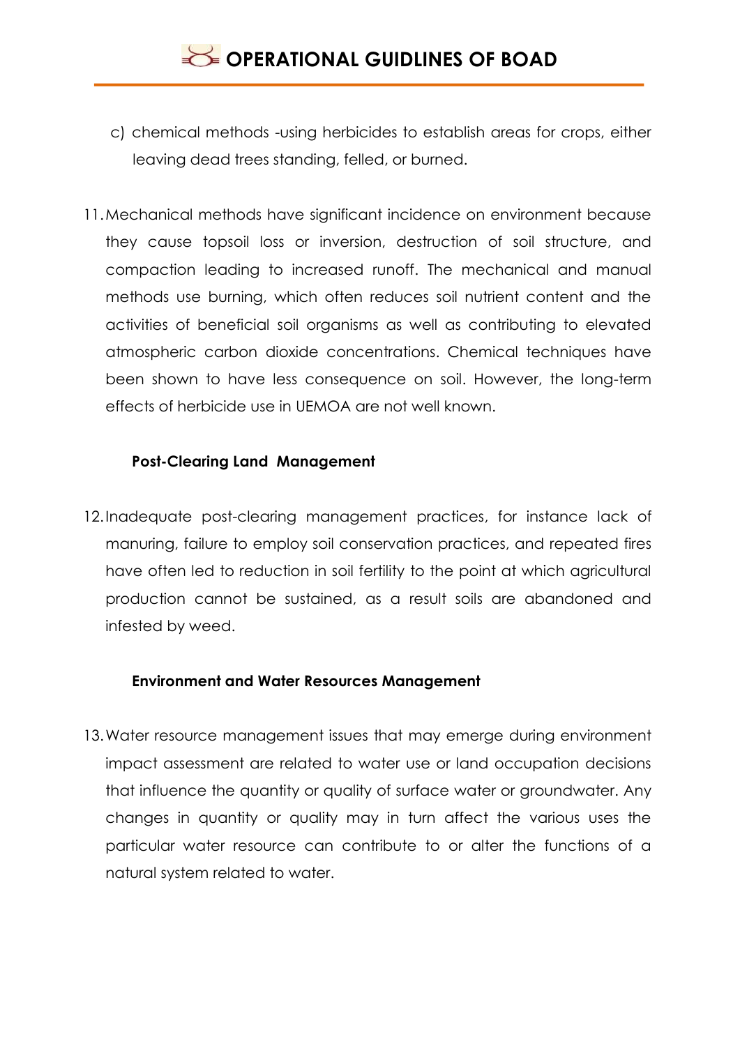c) chemical methods -using herbicides to establish areas for crops, either leaving dead trees standing, felled, or burned.

11. Mechanical methods have significant incidence on environment because they cause topsoil loss or inversion, destruction of soil structure, and compaction leading to increased runoff. The mechanical and manual methods use burning, which often reduces soil nutrient content and the activities of beneficial soil organisms as well as contributing to elevated atmospheric carbon dioxide concentrations. Chemical techniques have been shown to have less consequence on soil. However, the long-term effects of herbicide use in UEMOA are not well known.

**Post-Clearing Land Management**

12. Inadequate post-clearing management practices, for instance lack of manuring, failure to employ soil conservation practices, and repeated fires have often led to reduction in soil fertility to the point at which agricultural production cannot be sustained, as a result soils are abandoned and infested by weed.

**Environment and Water Resources Management**

13. Water resource management issues that may emerge during environment impact assessment are related to water use or land occupation decisions that influence the quantity or quality of surface water or groundwater. Any changes in quantity or quality may in turn affect the various uses the particular water resource can contribute to or alter the functions of a natural system related to water.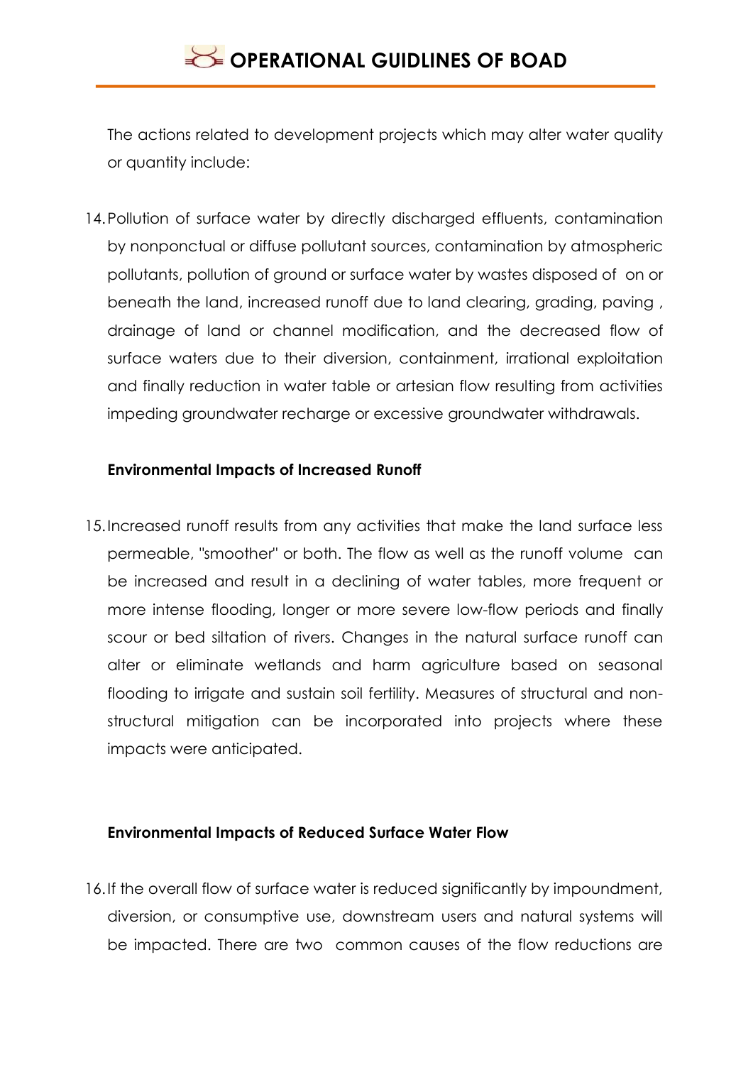The actions related to development projects which may alter water quality or quantity include:

14. Pollution of surface water by directly discharged effluents, contamination by nonponctual or diffuse pollutant sources, contamination by atmospheric pollutants, pollution of ground or surface water by wastes disposed of on or beneath the land, increased runoff due to land clearing, grading, paving , drainage of land or channel modification, and the decreased flow of surface waters due to their diversion, containment, irrational exploitation and finally reduction in water table or artesian flow resulting from activities impeding groundwater recharge or excessive groundwater withdrawals.

**Environmental Impacts of Increased Runoff**

15. Increased runoff results from any activities that make the land surface less permeable, "smoother" or both. The flow as well as the runoff volume can be increased and result in a declining of water tables, more frequent or more intense flooding, longer or more severe low-flow periods and finally scour or bed siltation of rivers. Changes in the natural surface runoff can alter or eliminate wetlands and harm agriculture based on seasonal flooding to irrigate and sustain soil fertility. Measures of structural and non-structural mitigation can be incorporated into projects where these impacts were anticipated.

**Environmental Impacts of Reduced Surface Water Flow**

16. If the overall flow of surface water is reduced significantly by impoundment, diversion, or consumptive use, downstream users and natural systems will be impacted. There are two common causes of the flow reductions are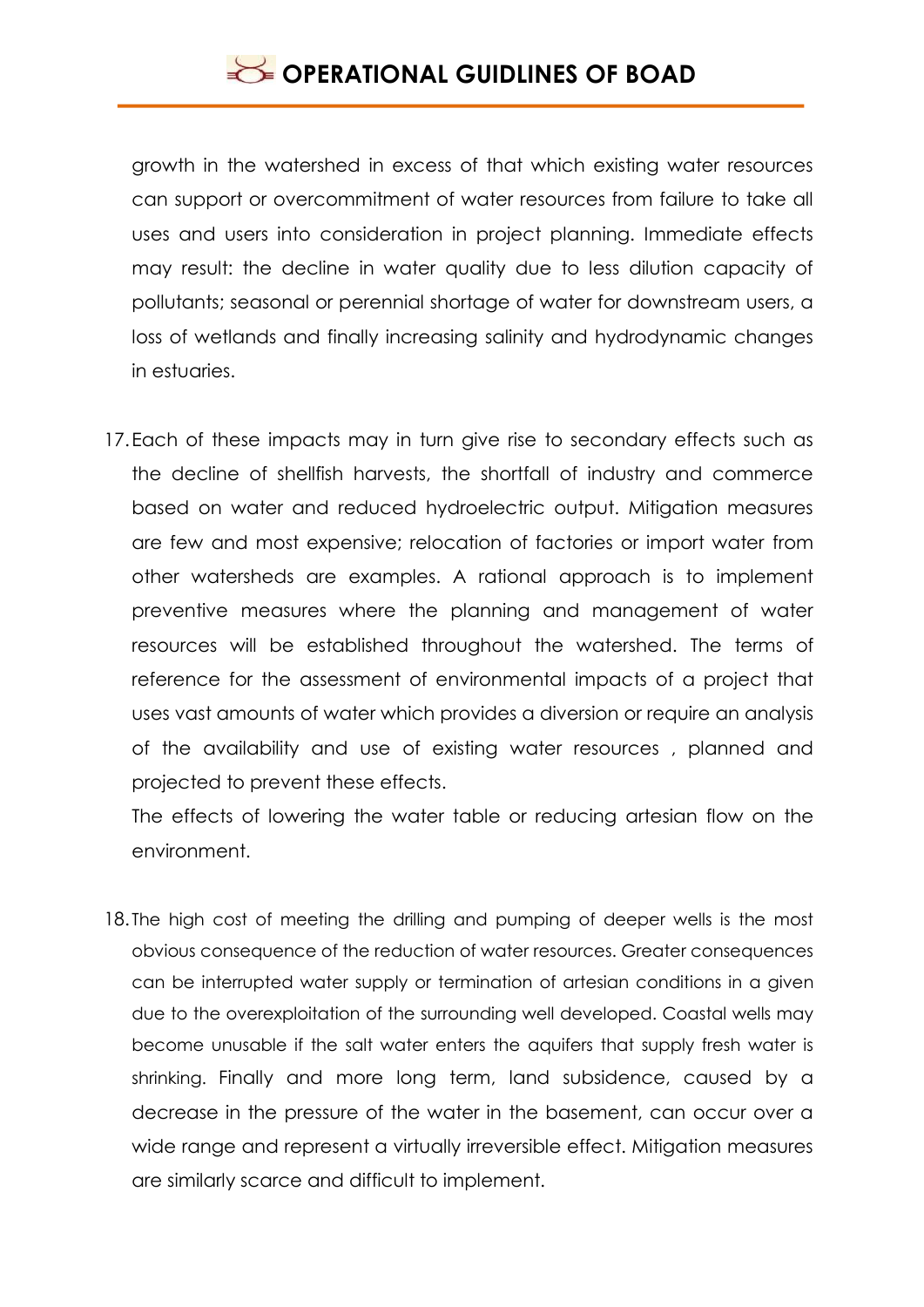growth in the watershed in excess of that which existing water resources can support or overcommitment of water resources from failure to take all uses and users into consideration in project planning. Immediate effects may result: the decline in water quality due to less dilution capacity of pollutants; seasonal or perennial shortage of water for downstream users, a loss of wetlands and finally increasing salinity and hydrodynamic changes in estuaries.

17. Each of these impacts may in turn give rise to secondary effects such as the decline of shellfish harvests, the shortfall of industry and commerce based on water and reduced hydroelectric output. Mitigation measures are few and most expensive; relocation of factories or import water from other watersheds are examples. A rational approach is to implement preventive measures where the planning and management of water resources will be established throughout the watershed. The terms of reference for the assessment of environmental impacts of a project that uses vast amounts of water which provides a diversion or require an analysis of the availability and use of existing water resources , planned and projected to prevent these effects.

    The effects of lowering the water table or reducing artesian flow on the environment.

18. The high cost of meeting the drilling and pumping of deeper wells is the most obvious consequence of the reduction of water resources. Greater consequences can be interrupted water supply or termination of artesian conditions in a given due to the overexploitation of the surrounding well developed. Coastal wells may become unusable if the salt water enters the aquifers that supply fresh water is shrinking. Finally and more long term, land subsidence, caused by a decrease in the pressure of the water in the basement, can occur over a wide range and represent a virtually irreversible effect. Mitigation measures are similarly scarce and difficult to implement.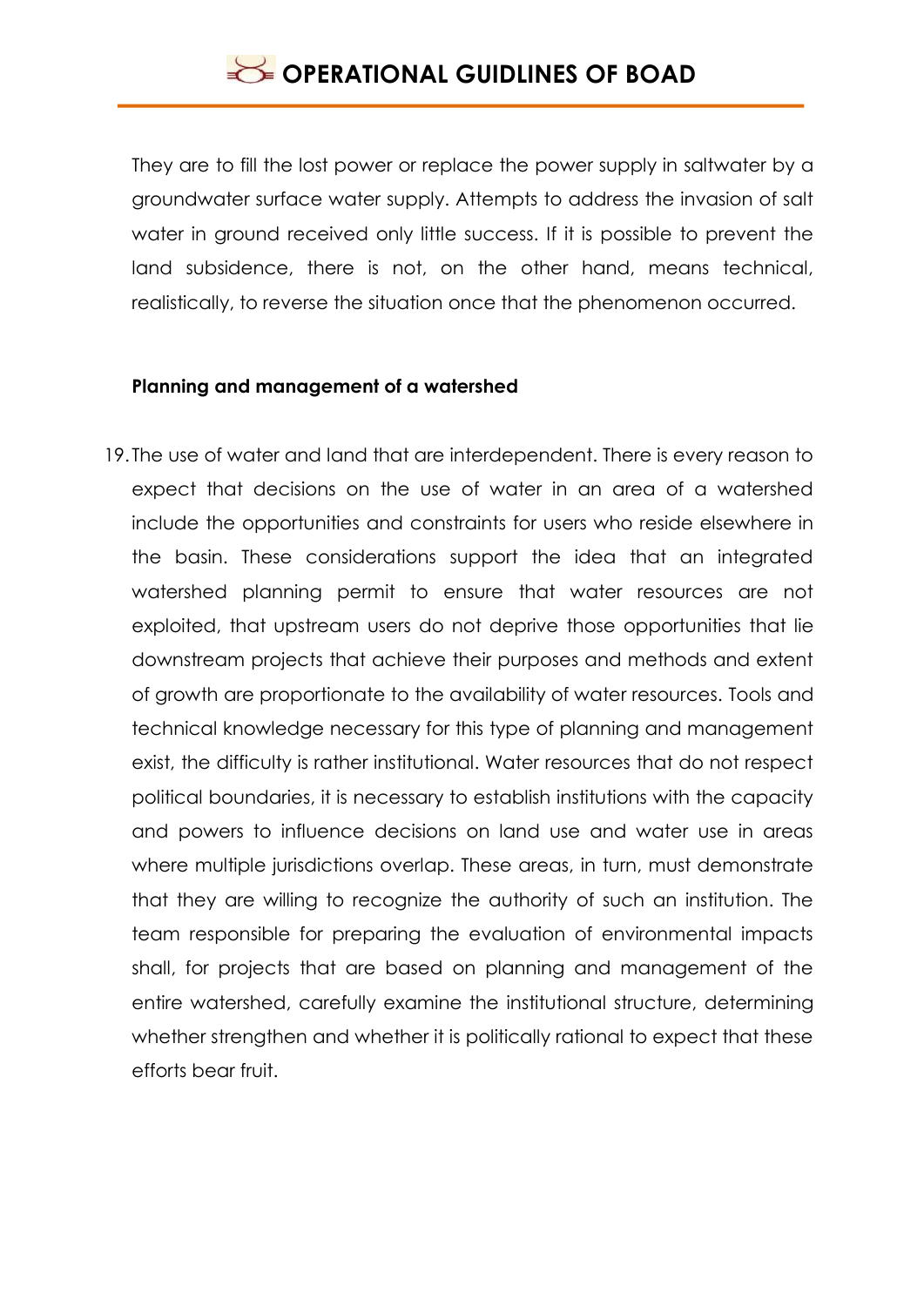They are to fill the lost power or replace the power supply in saltwater by a groundwater surface water supply. Attempts to address the invasion of salt water in ground received only little success. If it is possible to prevent the land subsidence, there is not, on the other hand, means technical, realistically, to reverse the situation once that the phenomenon occurred.

**Planning and management of a watershed**

19. The use of water and land that are interdependent. There is every reason to expect that decisions on the use of water in an area of a watershed include the opportunities and constraints for users who reside elsewhere in the basin. These considerations support the idea that an integrated watershed planning permit to ensure that water resources are not exploited, that upstream users do not deprive those opportunities that lie downstream projects that achieve their purposes and methods and extent of growth are proportionate to the availability of water resources. Tools and technical knowledge necessary for this type of planning and management exist, the difficulty is rather institutional. Water resources that do not respect political boundaries, it is necessary to establish institutions with the capacity and powers to influence decisions on land use and water use in areas where multiple jurisdictions overlap. These areas, in turn, must demonstrate that they are willing to recognize the authority of such an institution. The team responsible for preparing the evaluation of environmental impacts shall, for projects that are based on planning and management of the entire watershed, carefully examine the institutional structure, determining whether strengthen and whether it is politically rational to expect that these efforts bear fruit.